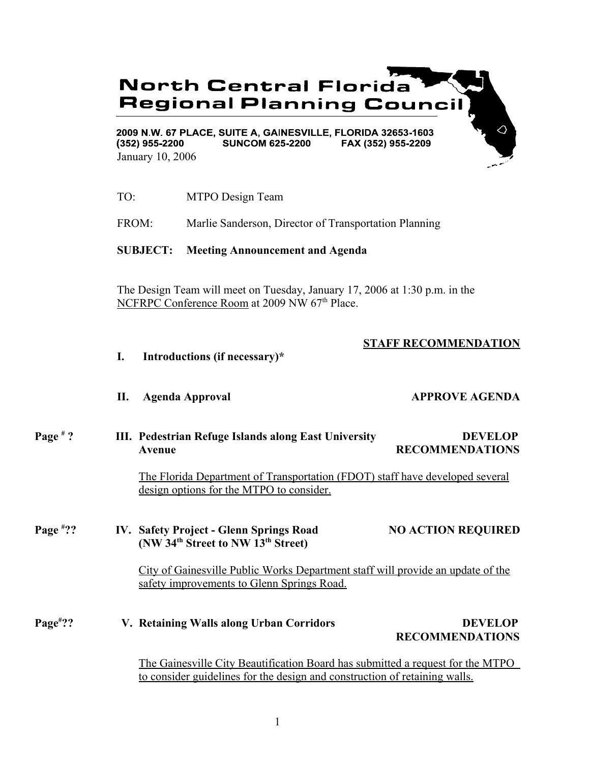# North Central Florida Regional Planning Council

**2009 N.W. 67 PLACE, SUITE A, GAINESVILLE, FLORIDA 32653-1603**
**(352) 955-2200 SUNCOM 625-2200 FAX (352) 955-2209**

January 10, 2006

TO: MTPO Design Team

FROM: Marlie Sanderson, Director of Transportation Planning

**SUBJECT: Meeting Announcement and Agenda**

The Design Team will meet on Tuesday, January 17, 2006 at 1:30 p.m. in the NCFRPC Conference Room at 2009 NW 67th Place.

**STAFF RECOMMENDATION**

**I. Introductions (if necessary)***

**II. Agenda Approval** — **APPROVE AGENDA**

Page # ?

**III. Pedestrian Refuge Islands along East University Avenue** — **DEVELOP RECOMMENDATIONS**

The Florida Department of Transportation (FDOT) staff have developed several design options for the MTPO to consider.

Page #??

**IV. Safety Project - Glenn Springs Road (NW 34th Street to NW 13th Street)** — **NO ACTION REQUIRED**

City of Gainesville Public Works Department staff will provide an update of the safety improvements to Glenn Springs Road.

Page#??

**V. Retaining Walls along Urban Corridors** — **DEVELOP RECOMMENDATIONS**

The Gainesville City Beautification Board has submitted a request for the MTPO to consider guidelines for the design and construction of retaining walls.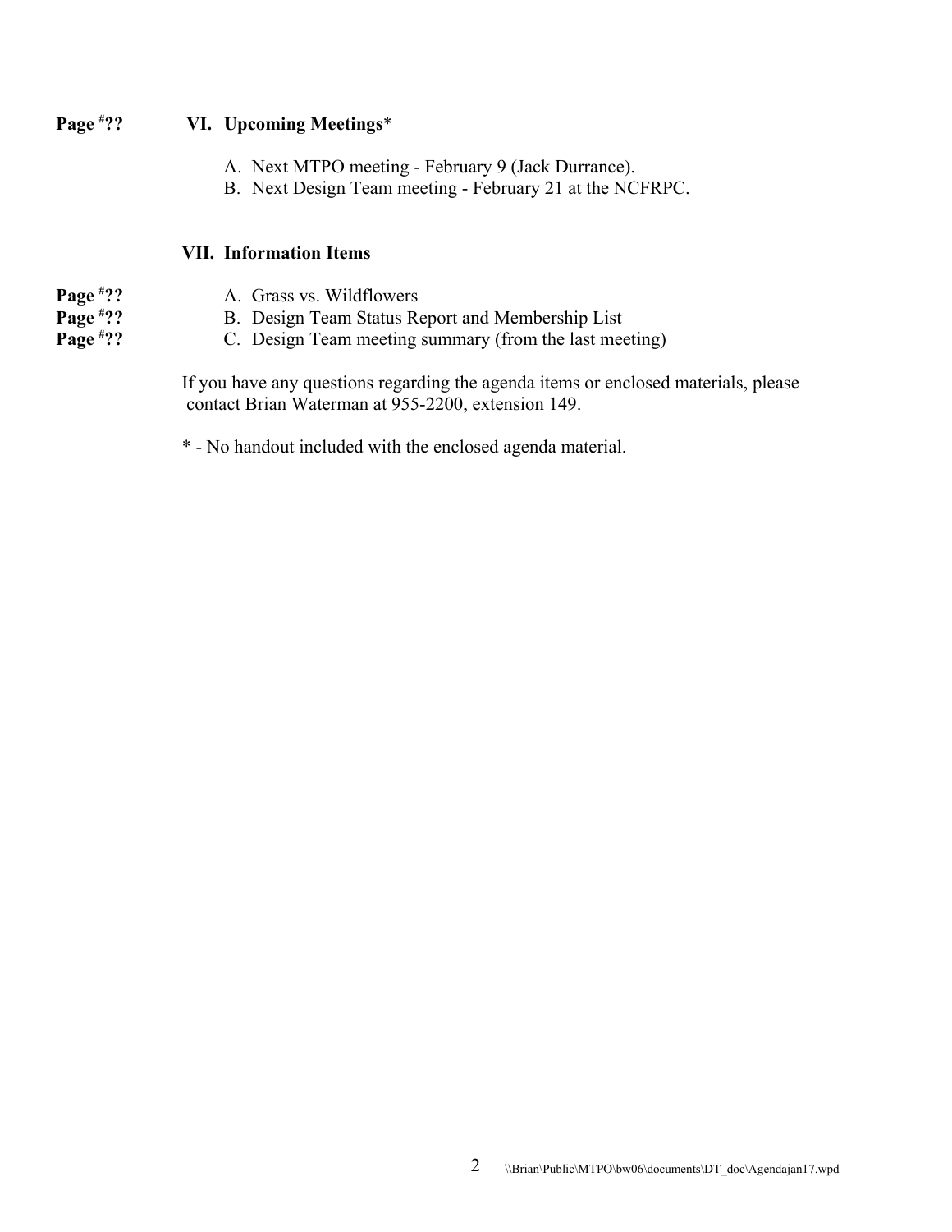Page #??

## VI. Upcoming Meetings*

A. Next MTPO meeting - February 9 (Jack Durrance).
B. Next Design Team meeting - February 21 at the NCFRPC.

## VII. Information Items

Page #?? A. Grass vs. Wildflowers
Page #?? B. Design Team Status Report and Membership List
Page #?? C. Design Team meeting summary (from the last meeting)

If you have any questions regarding the agenda items or enclosed materials, please contact Brian Waterman at 955-2200, extension 149.

* - No handout included with the enclosed agenda material.

\\Brian\Public\MTPO\bw06\documents\DT_doc\Agendajan17.wpd